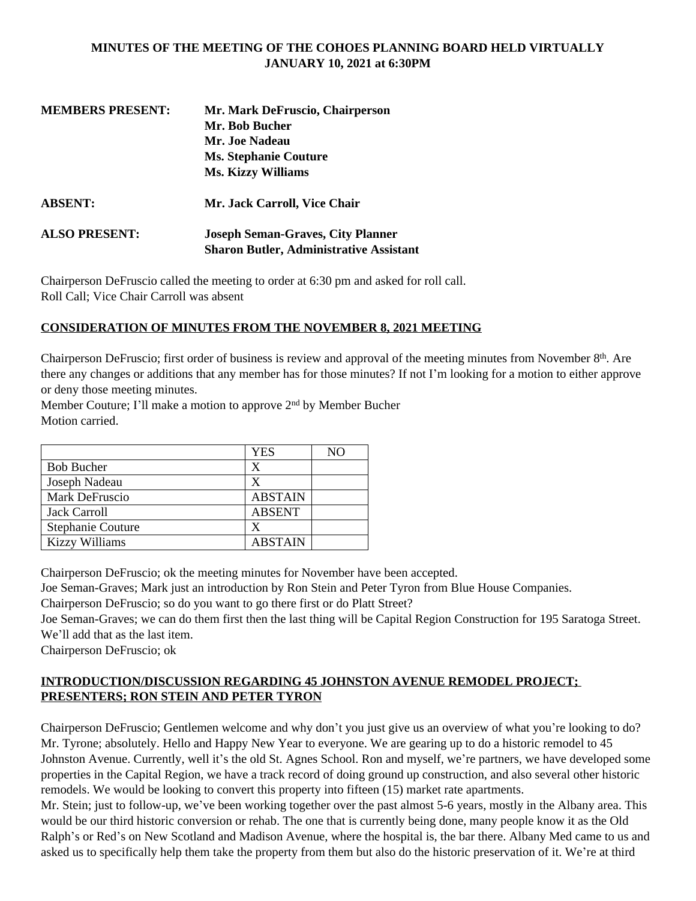**MINUTES OF THE MEETING OF THE COHOES PLANNING BOARD HELD VIRTUALLY**
**JANUARY 10, 2021 at 6:30PM**

**MEMBERS PRESENT:** **Mr. Mark DeFruscio, Chairperson**
**Mr. Bob Bucher**
**Mr. Joe Nadeau**
**Ms. Stephanie Couture**
**Ms. Kizzy Williams**

**ABSENT:** **Mr. Jack Carroll, Vice Chair**

**ALSO PRESENT:** **Joseph Seman-Graves, City Planner**
**Sharon Butler, Administrative Assistant**

Chairperson DeFruscio called the meeting to order at 6:30 pm and asked for roll call.
Roll Call; Vice Chair Carroll was absent

## CONSIDERATION OF MINUTES FROM THE NOVEMBER 8, 2021 MEETING

Chairperson DeFruscio; first order of business is review and approval of the meeting minutes from November 8th. Are there any changes or additions that any member has for those minutes? If not I'm looking for a motion to either approve or deny those meeting minutes.
Member Couture; I'll make a motion to approve 2nd by Member Bucher
Motion carried.

| | YES | NO |
|---|---|---|
| Bob Bucher | X | |
| Joseph Nadeau | X | |
| Mark DeFruscio | ABSTAIN | |
| Jack Carroll | ABSENT | |
| Stephanie Couture | X | |
| Kizzy Williams | ABSTAIN | |

Chairperson DeFruscio; ok the meeting minutes for November have been accepted.
Joe Seman-Graves; Mark just an introduction by Ron Stein and Peter Tyron from Blue House Companies.
Chairperson DeFruscio; so do you want to go there first or do Platt Street?
Joe Seman-Graves; we can do them first then the last thing will be Capital Region Construction for 195 Saratoga Street. We'll add that as the last item.
Chairperson DeFruscio; ok

## INTRODUCTION/DISCUSSION REGARDING 45 JOHNSTON AVENUE REMODEL PROJECT; PRESENTERS; RON STEIN AND PETER TYRON

Chairperson DeFruscio; Gentlemen welcome and why don't you just give us an overview of what you're looking to do?
Mr. Tyrone; absolutely. Hello and Happy New Year to everyone. We are gearing up to do a historic remodel to 45 Johnston Avenue. Currently, well it's the old St. Agnes School. Ron and myself, we're partners, we have developed some properties in the Capital Region, we have a track record of doing ground up construction, and also several other historic remodels. We would be looking to convert this property into fifteen (15) market rate apartments.
Mr. Stein; just to follow-up, we've been working together over the past almost 5-6 years, mostly in the Albany area. This would be our third historic conversion or rehab. The one that is currently being done, many people know it as the Old Ralph's or Red's on New Scotland and Madison Avenue, where the hospital is, the bar there. Albany Med came to us and asked us to specifically help them take the property from them but also do the historic preservation of it. We're at third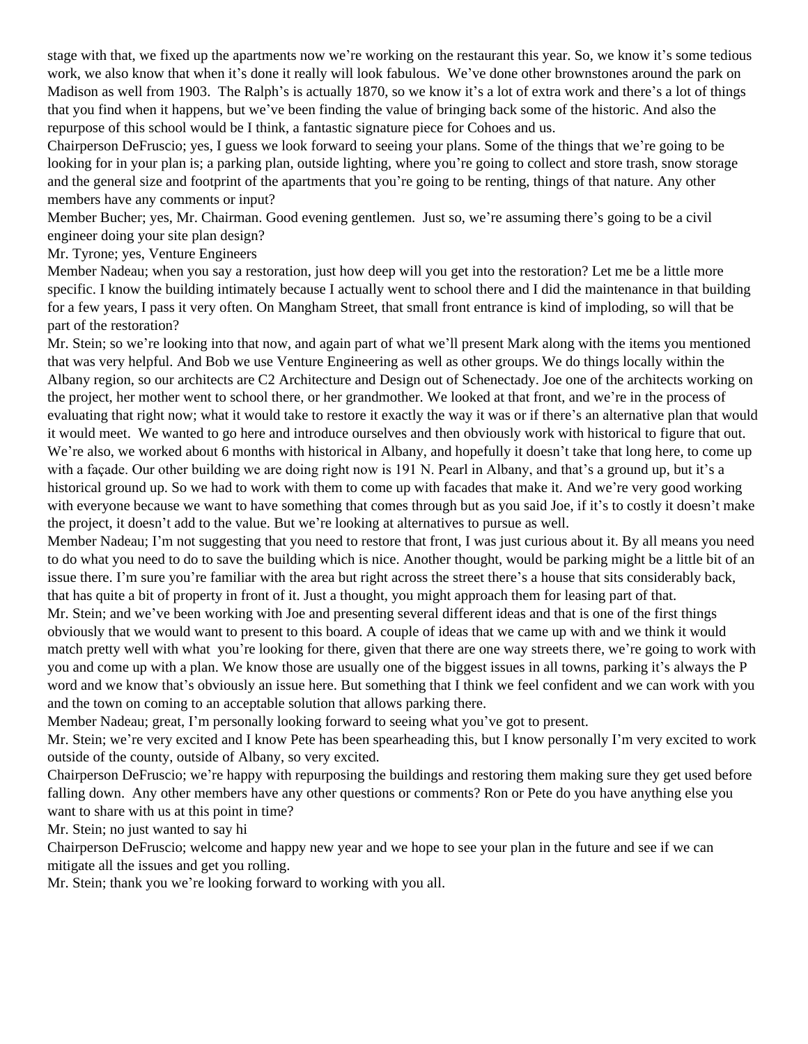stage with that, we fixed up the apartments now we're working on the restaurant this year. So, we know it's some tedious work, we also know that when it's done it really will look fabulous. We've done other brownstones around the park on Madison as well from 1903. The Ralph's is actually 1870, so we know it's a lot of extra work and there's a lot of things that you find when it happens, but we've been finding the value of bringing back some of the historic. And also the repurpose of this school would be I think, a fantastic signature piece for Cohoes and us.

Chairperson DeFruscio; yes, I guess we look forward to seeing your plans. Some of the things that we're going to be looking for in your plan is; a parking plan, outside lighting, where you're going to collect and store trash, snow storage and the general size and footprint of the apartments that you're going to be renting, things of that nature. Any other members have any comments or input?

Member Bucher; yes, Mr. Chairman. Good evening gentlemen. Just so, we're assuming there's going to be a civil engineer doing your site plan design?

Mr. Tyrone; yes, Venture Engineers

Member Nadeau; when you say a restoration, just how deep will you get into the restoration? Let me be a little more specific. I know the building intimately because I actually went to school there and I did the maintenance in that building for a few years, I pass it very often. On Mangham Street, that small front entrance is kind of imploding, so will that be part of the restoration?

Mr. Stein; so we're looking into that now, and again part of what we'll present Mark along with the items you mentioned that was very helpful. And Bob we use Venture Engineering as well as other groups. We do things locally within the Albany region, so our architects are C2 Architecture and Design out of Schenectady. Joe one of the architects working on the project, her mother went to school there, or her grandmother. We looked at that front, and we're in the process of evaluating that right now; what it would take to restore it exactly the way it was or if there's an alternative plan that would it would meet. We wanted to go here and introduce ourselves and then obviously work with historical to figure that out. We're also, we worked about 6 months with historical in Albany, and hopefully it doesn't take that long here, to come up with a façade. Our other building we are doing right now is 191 N. Pearl in Albany, and that's a ground up, but it's a historical ground up. So we had to work with them to come up with facades that make it. And we're very good working with everyone because we want to have something that comes through but as you said Joe, if it's to costly it doesn't make the project, it doesn't add to the value. But we're looking at alternatives to pursue as well.

Member Nadeau; I'm not suggesting that you need to restore that front, I was just curious about it. By all means you need to do what you need to do to save the building which is nice. Another thought, would be parking might be a little bit of an issue there. I'm sure you're familiar with the area but right across the street there's a house that sits considerably back, that has quite a bit of property in front of it. Just a thought, you might approach them for leasing part of that.

Mr. Stein; and we've been working with Joe and presenting several different ideas and that is one of the first things obviously that we would want to present to this board. A couple of ideas that we came up with and we think it would match pretty well with what you're looking for there, given that there are one way streets there, we're going to work with you and come up with a plan. We know those are usually one of the biggest issues in all towns, parking it's always the P word and we know that's obviously an issue here. But something that I think we feel confident and we can work with you and the town on coming to an acceptable solution that allows parking there.

Member Nadeau; great, I'm personally looking forward to seeing what you've got to present.

Mr. Stein; we're very excited and I know Pete has been spearheading this, but I know personally I'm very excited to work outside of the county, outside of Albany, so very excited.

Chairperson DeFruscio; we're happy with repurposing the buildings and restoring them making sure they get used before falling down. Any other members have any other questions or comments? Ron or Pete do you have anything else you want to share with us at this point in time?

Mr. Stein; no just wanted to say hi

Chairperson DeFruscio; welcome and happy new year and we hope to see your plan in the future and see if we can mitigate all the issues and get you rolling.

Mr. Stein; thank you we're looking forward to working with you all.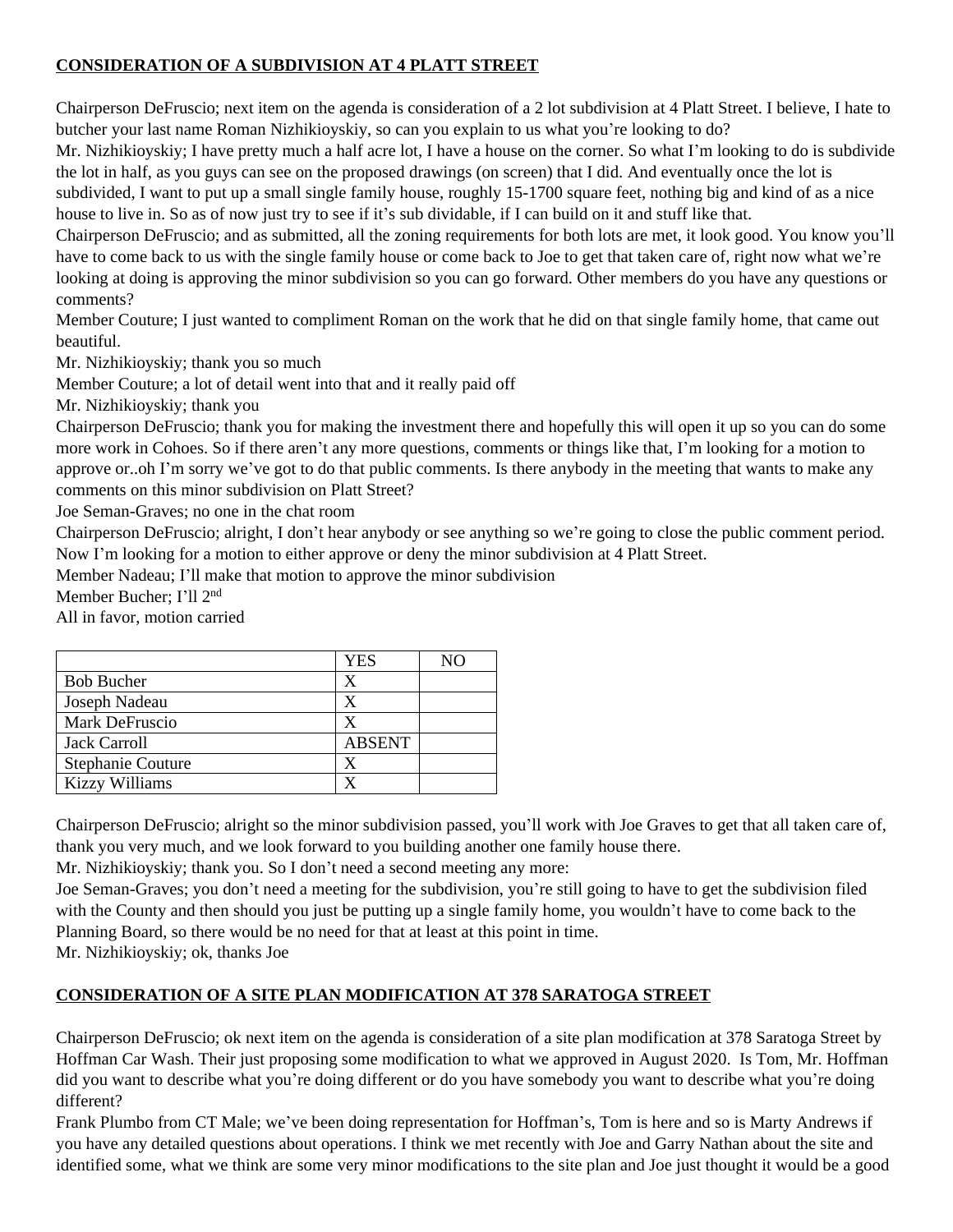**CONSIDERATION OF A SUBDIVISION AT 4 PLATT STREET**

Chairperson DeFruscio; next item on the agenda is consideration of a 2 lot subdivision at 4 Platt Street. I believe, I hate to butcher your last name Roman Nizhikioyskiy, so can you explain to us what you're looking to do?

Mr. Nizhikioyskiy; I have pretty much a half acre lot, I have a house on the corner. So what I'm looking to do is subdivide the lot in half, as you guys can see on the proposed drawings (on screen) that I did. And eventually once the lot is subdivided, I want to put up a small single family house, roughly 15-1700 square feet, nothing big and kind of as a nice house to live in. So as of now just try to see if it's sub dividable, if I can build on it and stuff like that.

Chairperson DeFruscio; and as submitted, all the zoning requirements for both lots are met, it look good. You know you'll have to come back to us with the single family house or come back to Joe to get that taken care of, right now what we're looking at doing is approving the minor subdivision so you can go forward. Other members do you have any questions or comments?

Member Couture; I just wanted to compliment Roman on the work that he did on that single family home, that came out beautiful.

Mr. Nizhikioyskiy; thank you so much

Member Couture; a lot of detail went into that and it really paid off

Mr. Nizhikioyskiy; thank you

Chairperson DeFruscio; thank you for making the investment there and hopefully this will open it up so you can do some more work in Cohoes. So if there aren't any more questions, comments or things like that, I'm looking for a motion to approve or..oh I'm sorry we've got to do that public comments. Is there anybody in the meeting that wants to make any comments on this minor subdivision on Platt Street?

Joe Seman-Graves; no one in the chat room

Chairperson DeFruscio; alright, I don't hear anybody or see anything so we're going to close the public comment period. Now I'm looking for a motion to either approve or deny the minor subdivision at 4 Platt Street.

Member Nadeau; I'll make that motion to approve the minor subdivision

Member Bucher; I'll 2nd

All in favor, motion carried

| | YES | NO |
|---|---|---|
| Bob Bucher | X | |
| Joseph Nadeau | X | |
| Mark DeFruscio | X | |
| Jack Carroll | ABSENT | |
| Stephanie Couture | X | |
| Kizzy Williams | X | |

Chairperson DeFruscio; alright so the minor subdivision passed, you'll work with Joe Graves to get that all taken care of, thank you very much, and we look forward to you building another one family house there.

Mr. Nizhikioyskiy; thank you. So I don't need a second meeting any more:

Joe Seman-Graves; you don't need a meeting for the subdivision, you're still going to have to get the subdivision filed with the County and then should you just be putting up a single family home, you wouldn't have to come back to the Planning Board, so there would be no need for that at least at this point in time.

Mr. Nizhikioyskiy; ok, thanks Joe

**CONSIDERATION OF A SITE PLAN MODIFICATION AT 378 SARATOGA STREET**

Chairperson DeFruscio; ok next item on the agenda is consideration of a site plan modification at 378 Saratoga Street by Hoffman Car Wash. Their just proposing some modification to what we approved in August 2020. Is Tom, Mr. Hoffman did you want to describe what you're doing different or do you have somebody you want to describe what you're doing different?

Frank Plumbo from CT Male; we've been doing representation for Hoffman's, Tom is here and so is Marty Andrews if you have any detailed questions about operations. I think we met recently with Joe and Garry Nathan about the site and identified some, what we think are some very minor modifications to the site plan and Joe just thought it would be a good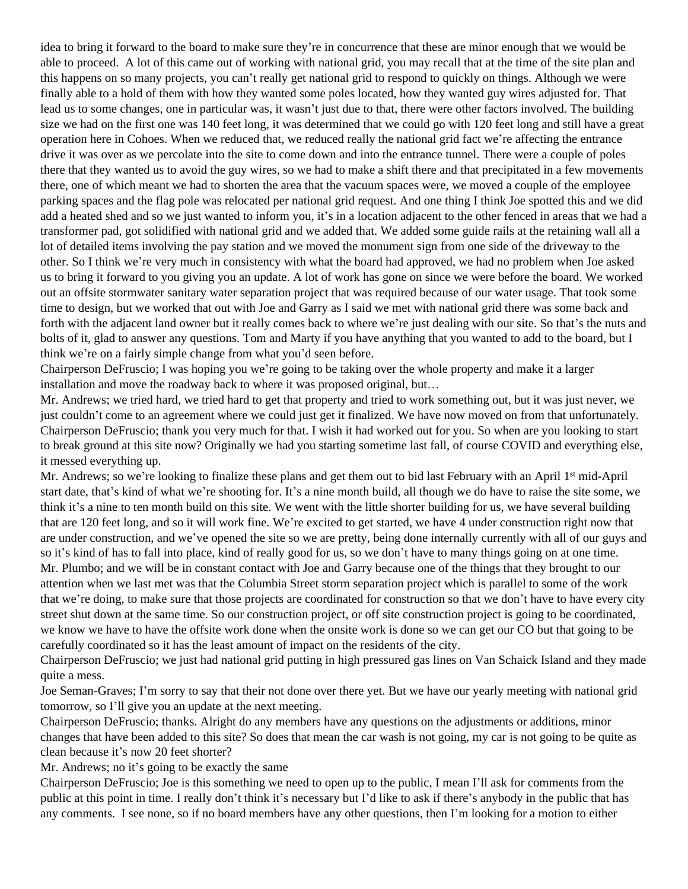idea to bring it forward to the board to make sure they're in concurrence that these are minor enough that we would be able to proceed. A lot of this came out of working with national grid, you may recall that at the time of the site plan and this happens on so many projects, you can't really get national grid to respond to quickly on things. Although we were finally able to a hold of them with how they wanted some poles located, how they wanted guy wires adjusted for. That lead us to some changes, one in particular was, it wasn't just due to that, there were other factors involved. The building size we had on the first one was 140 feet long, it was determined that we could go with 120 feet long and still have a great operation here in Cohoes. When we reduced that, we reduced really the national grid fact we're affecting the entrance drive it was over as we percolate into the site to come down and into the entrance tunnel. There were a couple of poles there that they wanted us to avoid the guy wires, so we had to make a shift there and that precipitated in a few movements there, one of which meant we had to shorten the area that the vacuum spaces were, we moved a couple of the employee parking spaces and the flag pole was relocated per national grid request. And one thing I think Joe spotted this and we did add a heated shed and so we just wanted to inform you, it's in a location adjacent to the other fenced in areas that we had a transformer pad, got solidified with national grid and we added that. We added some guide rails at the retaining wall all a lot of detailed items involving the pay station and we moved the monument sign from one side of the driveway to the other. So I think we're very much in consistency with what the board had approved, we had no problem when Joe asked us to bring it forward to you giving you an update. A lot of work has gone on since we were before the board. We worked out an offsite stormwater sanitary water separation project that was required because of our water usage. That took some time to design, but we worked that out with Joe and Garry as I said we met with national grid there was some back and forth with the adjacent land owner but it really comes back to where we're just dealing with our site. So that's the nuts and bolts of it, glad to answer any questions. Tom and Marty if you have anything that you wanted to add to the board, but I think we're on a fairly simple change from what you'd seen before.

Chairperson DeFruscio; I was hoping you we're going to be taking over the whole property and make it a larger installation and move the roadway back to where it was proposed original, but…

Mr. Andrews; we tried hard, we tried hard to get that property and tried to work something out, but it was just never, we just couldn't come to an agreement where we could just get it finalized. We have now moved on from that unfortunately.

Chairperson DeFruscio; thank you very much for that. I wish it had worked out for you. So when are you looking to start to break ground at this site now? Originally we had you starting sometime last fall, of course COVID and everything else, it messed everything up.

Mr. Andrews; so we're looking to finalize these plans and get them out to bid last February with an April 1st mid-April start date, that's kind of what we're shooting for. It's a nine month build, all though we do have to raise the site some, we think it's a nine to ten month build on this site. We went with the little shorter building for us, we have several building that are 120 feet long, and so it will work fine. We're excited to get started, we have 4 under construction right now that are under construction, and we've opened the site so we are pretty, being done internally currently with all of our guys and so it's kind of has to fall into place, kind of really good for us, so we don't have to many things going on at one time.

Mr. Plumbo; and we will be in constant contact with Joe and Garry because one of the things that they brought to our attention when we last met was that the Columbia Street storm separation project which is parallel to some of the work that we're doing, to make sure that those projects are coordinated for construction so that we don't have to have every city street shut down at the same time. So our construction project, or off site construction project is going to be coordinated, we know we have to have the offsite work done when the onsite work is done so we can get our CO but that going to be carefully coordinated so it has the least amount of impact on the residents of the city.

Chairperson DeFruscio; we just had national grid putting in high pressured gas lines on Van Schaick Island and they made quite a mess.

Joe Seman-Graves; I'm sorry to say that their not done over there yet. But we have our yearly meeting with national grid tomorrow, so I'll give you an update at the next meeting.

Chairperson DeFruscio; thanks. Alright do any members have any questions on the adjustments or additions, minor changes that have been added to this site? So does that mean the car wash is not going, my car is not going to be quite as clean because it's now 20 feet shorter?

Mr. Andrews; no it's going to be exactly the same

Chairperson DeFruscio; Joe is this something we need to open up to the public, I mean I'll ask for comments from the public at this point in time. I really don't think it's necessary but I'd like to ask if there's anybody in the public that has any comments. I see none, so if no board members have any other questions, then I'm looking for a motion to either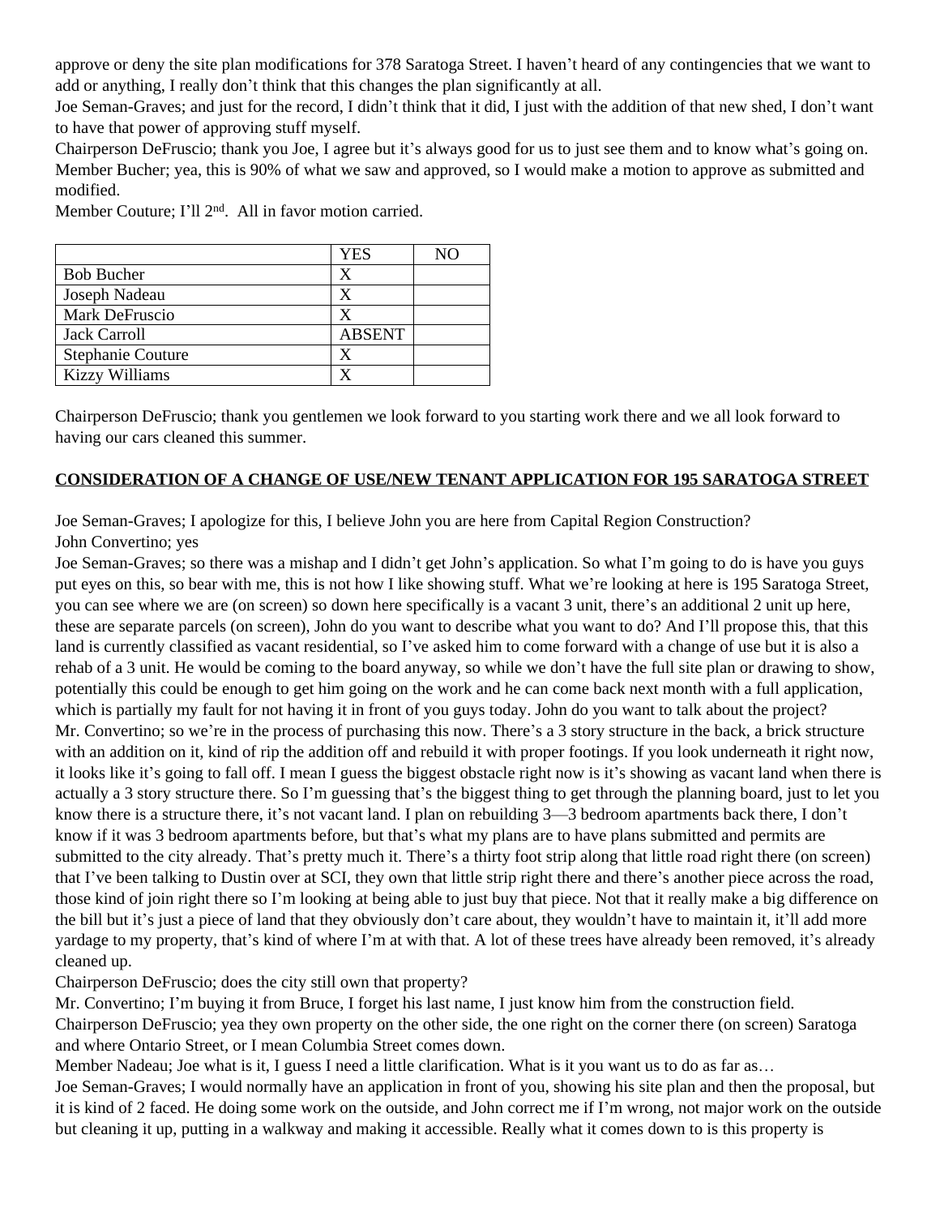approve or deny the site plan modifications for 378 Saratoga Street. I haven't heard of any contingencies that we want to add or anything, I really don't think that this changes the plan significantly at all.

Joe Seman-Graves; and just for the record, I didn't think that it did, I just with the addition of that new shed, I don't want to have that power of approving stuff myself.

Chairperson DeFruscio; thank you Joe, I agree but it's always good for us to just see them and to know what's going on.

Member Bucher; yea, this is 90% of what we saw and approved, so I would make a motion to approve as submitted and modified.

Member Couture; I'll 2nd. All in favor motion carried.

| | YES | NO |
|---|---|---|
| Bob Bucher | X | |
| Joseph Nadeau | X | |
| Mark DeFruscio | X | |
| Jack Carroll | ABSENT | |
| Stephanie Couture | X | |
| Kizzy Williams | X | |

Chairperson DeFruscio; thank you gentlemen we look forward to you starting work there and we all look forward to having our cars cleaned this summer.

**CONSIDERATION OF A CHANGE OF USE/NEW TENANT APPLICATION FOR 195 SARATOGA STREET**

Joe Seman-Graves; I apologize for this, I believe John you are here from Capital Region Construction?

John Convertino; yes

Joe Seman-Graves; so there was a mishap and I didn't get John's application. So what I'm going to do is have you guys put eyes on this, so bear with me, this is not how I like showing stuff. What we're looking at here is 195 Saratoga Street, you can see where we are (on screen) so down here specifically is a vacant 3 unit, there's an additional 2 unit up here, these are separate parcels (on screen), John do you want to describe what you want to do? And I'll propose this, that this land is currently classified as vacant residential, so I've asked him to come forward with a change of use but it is also a rehab of a 3 unit. He would be coming to the board anyway, so while we don't have the full site plan or drawing to show, potentially this could be enough to get him going on the work and he can come back next month with a full application, which is partially my fault for not having it in front of you guys today. John do you want to talk about the project?

Mr. Convertino; so we're in the process of purchasing this now. There's a 3 story structure in the back, a brick structure with an addition on it, kind of rip the addition off and rebuild it with proper footings. If you look underneath it right now, it looks like it's going to fall off. I mean I guess the biggest obstacle right now is it's showing as vacant land when there is actually a 3 story structure there. So I'm guessing that's the biggest thing to get through the planning board, just to let you know there is a structure there, it's not vacant land. I plan on rebuilding 3—3 bedroom apartments back there, I don't know if it was 3 bedroom apartments before, but that's what my plans are to have plans submitted and permits are submitted to the city already. That's pretty much it. There's a thirty foot strip along that little road right there (on screen) that I've been talking to Dustin over at SCI, they own that little strip right there and there's another piece across the road, those kind of join right there so I'm looking at being able to just buy that piece. Not that it really make a big difference on the bill but it's just a piece of land that they obviously don't care about, they wouldn't have to maintain it, it'll add more yardage to my property, that's kind of where I'm at with that. A lot of these trees have already been removed, it's already cleaned up.

Chairperson DeFruscio; does the city still own that property?

Mr. Convertino; I'm buying it from Bruce, I forget his last name, I just know him from the construction field.

Chairperson DeFruscio; yea they own property on the other side, the one right on the corner there (on screen) Saratoga and where Ontario Street, or I mean Columbia Street comes down.

Member Nadeau; Joe what is it, I guess I need a little clarification. What is it you want us to do as far as…

Joe Seman-Graves; I would normally have an application in front of you, showing his site plan and then the proposal, but it is kind of 2 faced. He doing some work on the outside, and John correct me if I'm wrong, not major work on the outside but cleaning it up, putting in a walkway and making it accessible. Really what it comes down to is this property is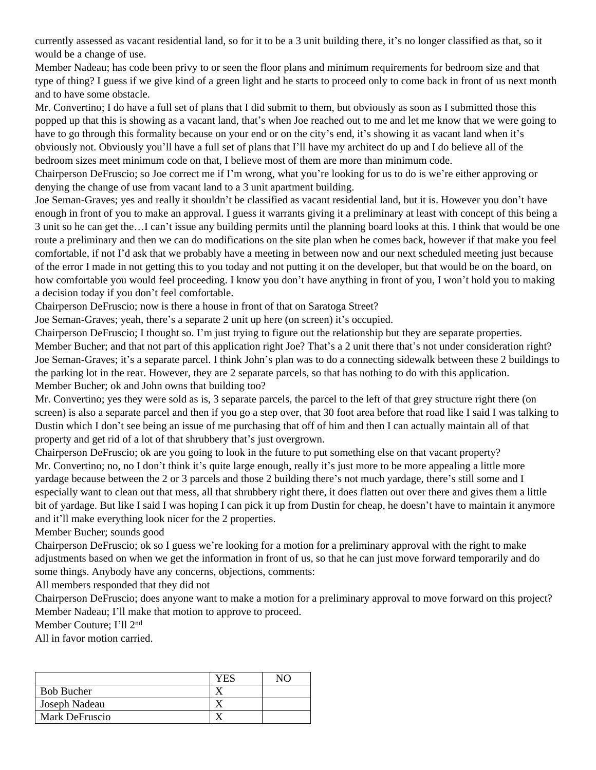currently assessed as vacant residential land, so for it to be a 3 unit building there, it's no longer classified as that, so it would be a change of use.

Member Nadeau; has code been privy to or seen the floor plans and minimum requirements for bedroom size and that type of thing? I guess if we give kind of a green light and he starts to proceed only to come back in front of us next month and to have some obstacle.

Mr. Convertino; I do have a full set of plans that I did submit to them, but obviously as soon as I submitted those this popped up that this is showing as a vacant land, that's when Joe reached out to me and let me know that we were going to have to go through this formality because on your end or on the city's end, it's showing it as vacant land when it's obviously not. Obviously you'll have a full set of plans that I'll have my architect do up and I do believe all of the bedroom sizes meet minimum code on that, I believe most of them are more than minimum code.

Chairperson DeFruscio; so Joe correct me if I'm wrong, what you're looking for us to do is we're either approving or denying the change of use from vacant land to a 3 unit apartment building.

Joe Seman-Graves; yes and really it shouldn't be classified as vacant residential land, but it is. However you don't have enough in front of you to make an approval. I guess it warrants giving it a preliminary at least with concept of this being a 3 unit so he can get the…I can't issue any building permits until the planning board looks at this. I think that would be one route a preliminary and then we can do modifications on the site plan when he comes back, however if that make you feel comfortable, if not I'd ask that we probably have a meeting in between now and our next scheduled meeting just because of the error I made in not getting this to you today and not putting it on the developer, but that would be on the board, on how comfortable you would feel proceeding. I know you don't have anything in front of you, I won't hold you to making a decision today if you don't feel comfortable.

Chairperson DeFruscio; now is there a house in front of that on Saratoga Street?

Joe Seman-Graves; yeah, there's a separate 2 unit up here (on screen) it's occupied.

Chairperson DeFruscio; I thought so. I'm just trying to figure out the relationship but they are separate properties.

Member Bucher; and that not part of this application right Joe? That's a 2 unit there that's not under consideration right?

Joe Seman-Graves; it's a separate parcel. I think John's plan was to do a connecting sidewalk between these 2 buildings to the parking lot in the rear. However, they are 2 separate parcels, so that has nothing to do with this application.

Member Bucher; ok and John owns that building too?

Mr. Convertino; yes they were sold as is, 3 separate parcels, the parcel to the left of that grey structure right there (on screen) is also a separate parcel and then if you go a step over, that 30 foot area before that road like I said I was talking to Dustin which I don't see being an issue of me purchasing that off of him and then I can actually maintain all of that property and get rid of a lot of that shrubbery that's just overgrown.

Chairperson DeFruscio; ok are you going to look in the future to put something else on that vacant property?

Mr. Convertino; no, no I don't think it's quite large enough, really it's just more to be more appealing a little more yardage because between the 2 or 3 parcels and those 2 building there's not much yardage, there's still some and I especially want to clean out that mess, all that shrubbery right there, it does flatten out over there and gives them a little bit of yardage. But like I said I was hoping I can pick it up from Dustin for cheap, he doesn't have to maintain it anymore and it'll make everything look nicer for the 2 properties.

Member Bucher; sounds good

Chairperson DeFruscio; ok so I guess we're looking for a motion for a preliminary approval with the right to make adjustments based on when we get the information in front of us, so that he can just move forward temporarily and do some things. Anybody have any concerns, objections, comments:

All members responded that they did not

Chairperson DeFruscio; does anyone want to make a motion for a preliminary approval to move forward on this project?

Member Nadeau; I'll make that motion to approve to proceed.

Member Couture; I'll 2nd

All in favor motion carried.

| | YES | NO |
|---|---|---|
| Bob Bucher | X | |
| Joseph Nadeau | X | |
| Mark DeFruscio | X | |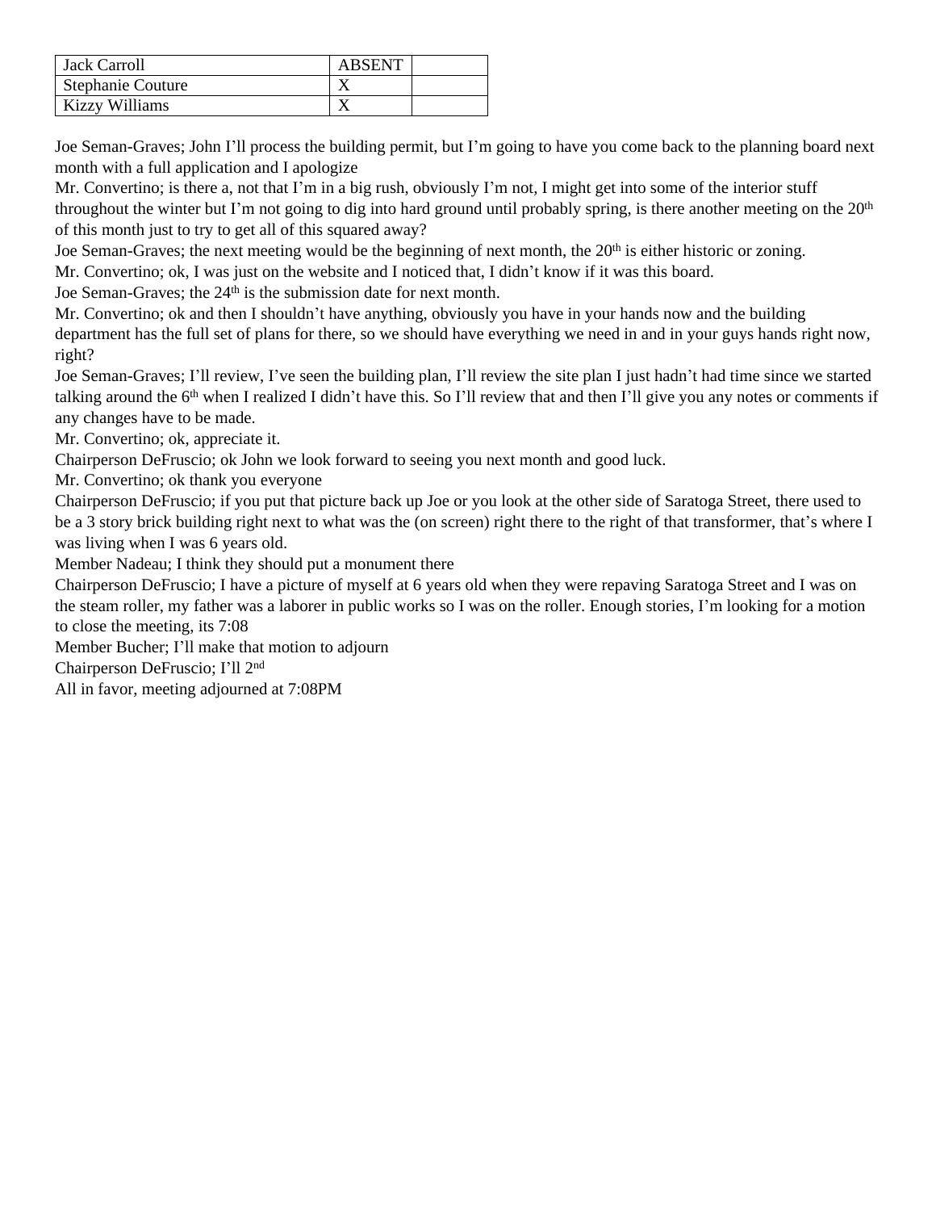| | | |
|---|---|---|
| Jack Carroll | ABSENT | |
| Stephanie Couture | X | |
| Kizzy Williams | X | |

Joe Seman-Graves; John I'll process the building permit, but I'm going to have you come back to the planning board next month with a full application and I apologize

Mr. Convertino; is there a, not that I'm in a big rush, obviously I'm not, I might get into some of the interior stuff throughout the winter but I'm not going to dig into hard ground until probably spring, is there another meeting on the 20th of this month just to try to get all of this squared away?

Joe Seman-Graves; the next meeting would be the beginning of next month, the 20th is either historic or zoning.

Mr. Convertino; ok, I was just on the website and I noticed that, I didn't know if it was this board.

Joe Seman-Graves; the 24th is the submission date for next month.

Mr. Convertino; ok and then I shouldn't have anything, obviously you have in your hands now and the building department has the full set of plans for there, so we should have everything we need in and in your guys hands right now, right?

Joe Seman-Graves; I'll review, I've seen the building plan, I'll review the site plan I just hadn't had time since we started talking around the 6th when I realized I didn't have this. So I'll review that and then I'll give you any notes or comments if any changes have to be made.

Mr. Convertino; ok, appreciate it.

Chairperson DeFruscio; ok John we look forward to seeing you next month and good luck.

Mr. Convertino; ok thank you everyone

Chairperson DeFruscio; if you put that picture back up Joe or you look at the other side of Saratoga Street, there used to be a 3 story brick building right next to what was the (on screen) right there to the right of that transformer, that's where I was living when I was 6 years old.

Member Nadeau; I think they should put a monument there

Chairperson DeFruscio; I have a picture of myself at 6 years old when they were repaving Saratoga Street and I was on the steam roller, my father was a laborer in public works so I was on the roller. Enough stories, I'm looking for a motion to close the meeting, its 7:08

Member Bucher; I'll make that motion to adjourn

Chairperson DeFruscio; I'll 2nd

All in favor, meeting adjourned at 7:08PM